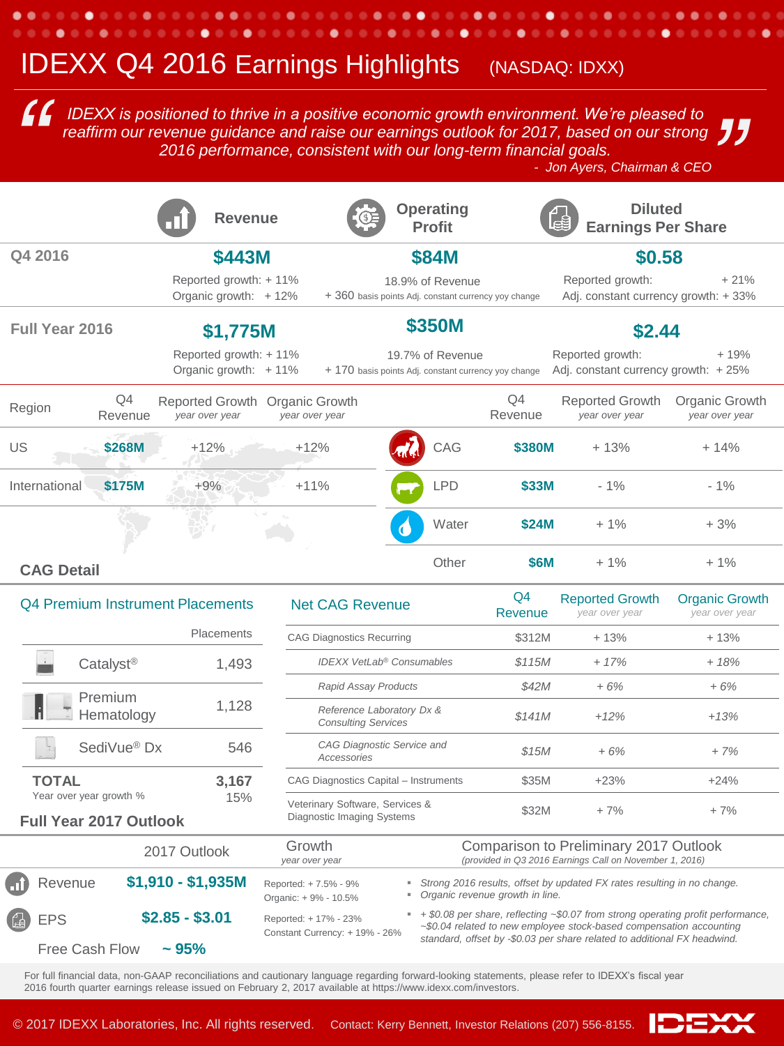# IDEXX Q4 2016 Earnings Highlights (NASDAQ: IDXX)

> *IDEXX is positioned to thrive in a positive economic growth environment. We're pleased to reaffirm our revenue guidance and raise our earnings outlook for 2017, based on our strong 2016 performance, consistent with our long-term financial goals.*
>
> *- Jon Ayers, Chairman & CEO*

| | Revenue | Operating Profit | Diluted Earnings Per Share |
|---|---|---|---|
| **Q4 2016** | **$443M**<br>Reported growth: + 11%<br>Organic growth: + 12% | **$84M**<br>18.9% of Revenue<br>+ 360 basis points Adj. constant currency yoy change | **$0.58**<br>Reported growth: + 21%<br>Adj. constant currency growth: + 33% |
| **Full Year 2016** | **$1,775M**<br>Reported growth: + 11%<br>Organic growth: + 11% | **$350M**<br>19.7% of Revenue<br>+ 170 basis points Adj. constant currency yoy change | **$2.44**<br>Reported growth: + 19%<br>Adj. constant currency growth: + 25% |

| Region | Q4 Revenue | Reported Growth *year over year* | Organic Growth *year over year* |
|---|---|---|---|
| US | $268M | +12% | +12% |
| International | $175M | +9% | +11% |

| Segment | Q4 Revenue | Reported Growth *year over year* | Organic Growth *year over year* |
|---|---|---|---|
| CAG | $380M | + 13% | + 14% |
| LPD | $33M | - 1% | - 1% |
| Water | $24M | + 1% | + 3% |
| Other | $6M | + 1% | + 1% |

## CAG Detail

### Q4 Premium Instrument Placements

| | Placements |
|---|---|
| Catalyst® | 1,493 |
| Premium Hematology | 1,128 |
| SediVue® Dx | 546 |
| **TOTAL** | 3,167 |
| Year over year growth % | 15% |

### Net CAG Revenue

| | Q4 Revenue | Reported Growth *year over year* | Organic Growth *year over year* |
|---|---|---|---|
| CAG Diagnostics Recurring | $312M | + 13% | + 13% |
| *IDEXX VetLab® Consumables* | *$115M* | *+ 17%* | *+ 18%* |
| *Rapid Assay Products* | *$42M* | *+ 6%* | *+ 6%* |
| *Reference Laboratory Dx & Consulting Services* | *$141M* | *+12%* | *+13%* |
| *CAG Diagnostic Service and Accessories* | *$15M* | *+ 6%* | *+ 7%* |
| CAG Diagnostics Capital – Instruments | $35M | +23% | +24% |
| Veterinary Software, Services & Diagnostic Imaging Systems | $32M | + 7% | + 7% |

## Full Year 2017 Outlook

| | 2017 Outlook | Growth *year over year* | Comparison to Preliminary 2017 Outlook *(provided in Q3 2016 Earnings Call on November 1, 2016)* |
|---|---|---|---|
| Revenue | $1,910 - $1,935M | Reported: + 7.5% - 9%<br>Organic: + 9% - 10.5% | ▪ *Strong 2016 results, offset by updated FX rates resulting in no change.*<br>▪ *Organic revenue growth in line.* |
| EPS | $2.85 - $3.01 | Reported: + 17% - 23%<br>Constant Currency: + 19% - 26% | ▪ *+ $0.08 per share, reflecting ~$0.07 from strong operating profit performance, ~$0.04 related to new employee stock-based compensation accounting standard, offset by -$0.03 per share related to additional FX headwind.* |
| Free Cash Flow | ~ 95% | | |

For full financial data, non-GAAP reconciliations and cautionary language regarding forward-looking statements, please refer to IDEXX's fiscal year 2016 fourth quarter earnings release issued on February 2, 2017 available at https://www.idexx.com/investors.

© 2017 IDEXX Laboratories, Inc. All rights reserved. Contact: Kerry Bennett, Investor Relations (207) 556-8155.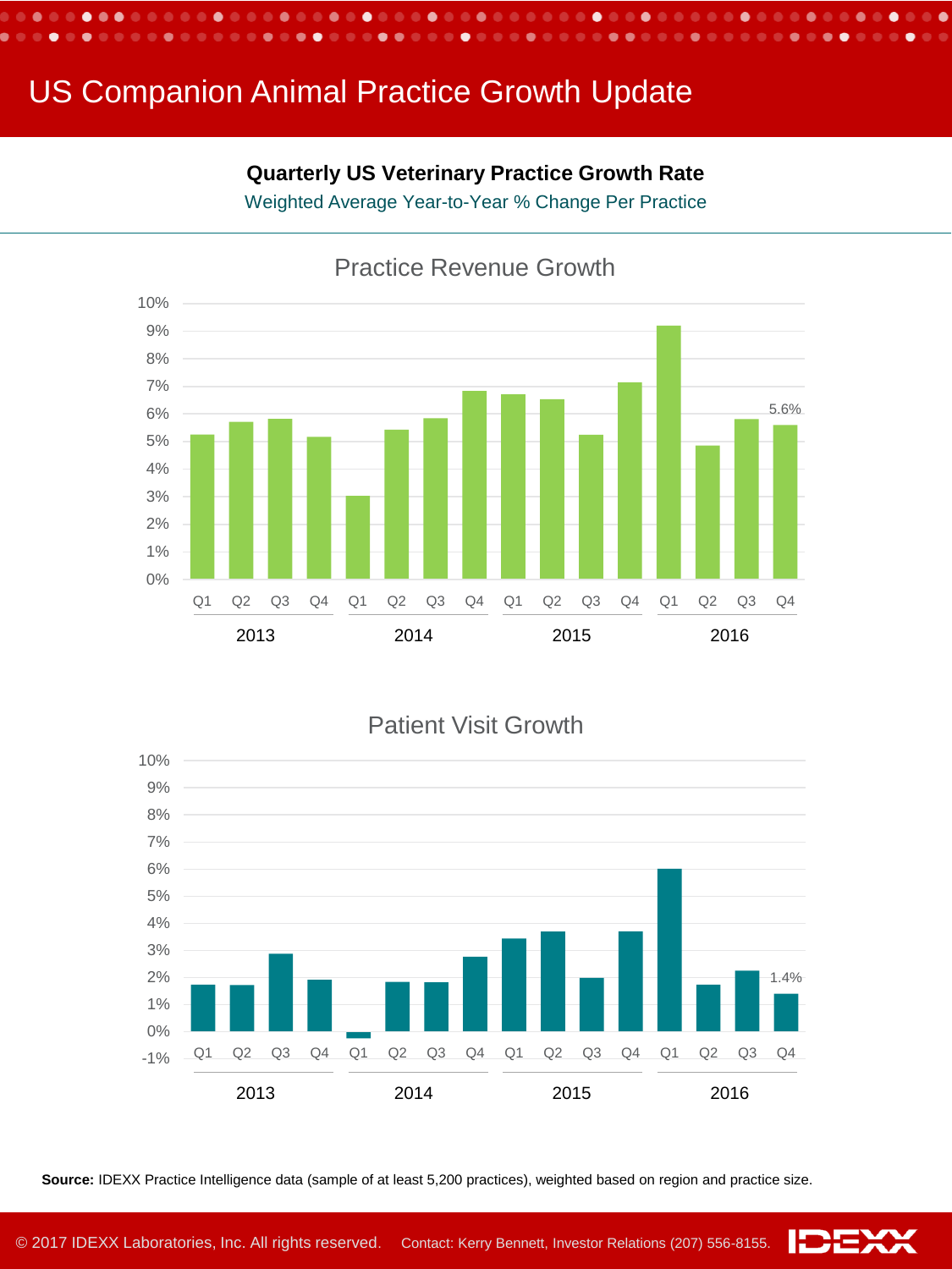# US Companion Animal Practice Growth Update

**Quarterly US Veterinary Practice Growth Rate**

Weighted Average Year-to-Year % Change Per Practice

## Practice Revenue Growth

10%
9%
8%
7%
6%
5%
4%
3%
2%
1%
0%

5.6%

Q1 Q2 Q3 Q4 Q1 Q2 Q3 Q4 Q1 Q2 Q3 Q4 Q1 Q2 Q3 Q4

2013 2014 2015 2016

## Patient Visit Growth

10%
9%
8%
7%
6%
5%
4%
3%
2%
1%
0%
-1%

1.4%

Q1 Q2 Q3 Q4 Q1 Q2 Q3 Q4 Q1 Q2 Q3 Q4 Q1 Q2 Q3 Q4

2013 2014 2015 2016

**Source:** IDEXX Practice Intelligence data (sample of at least 5,200 practices), weighted based on region and practice size.

© 2017 IDEXX Laboratories, Inc. All rights reserved. Contact: Kerry Bennett, Investor Relations (207) 556-8155.